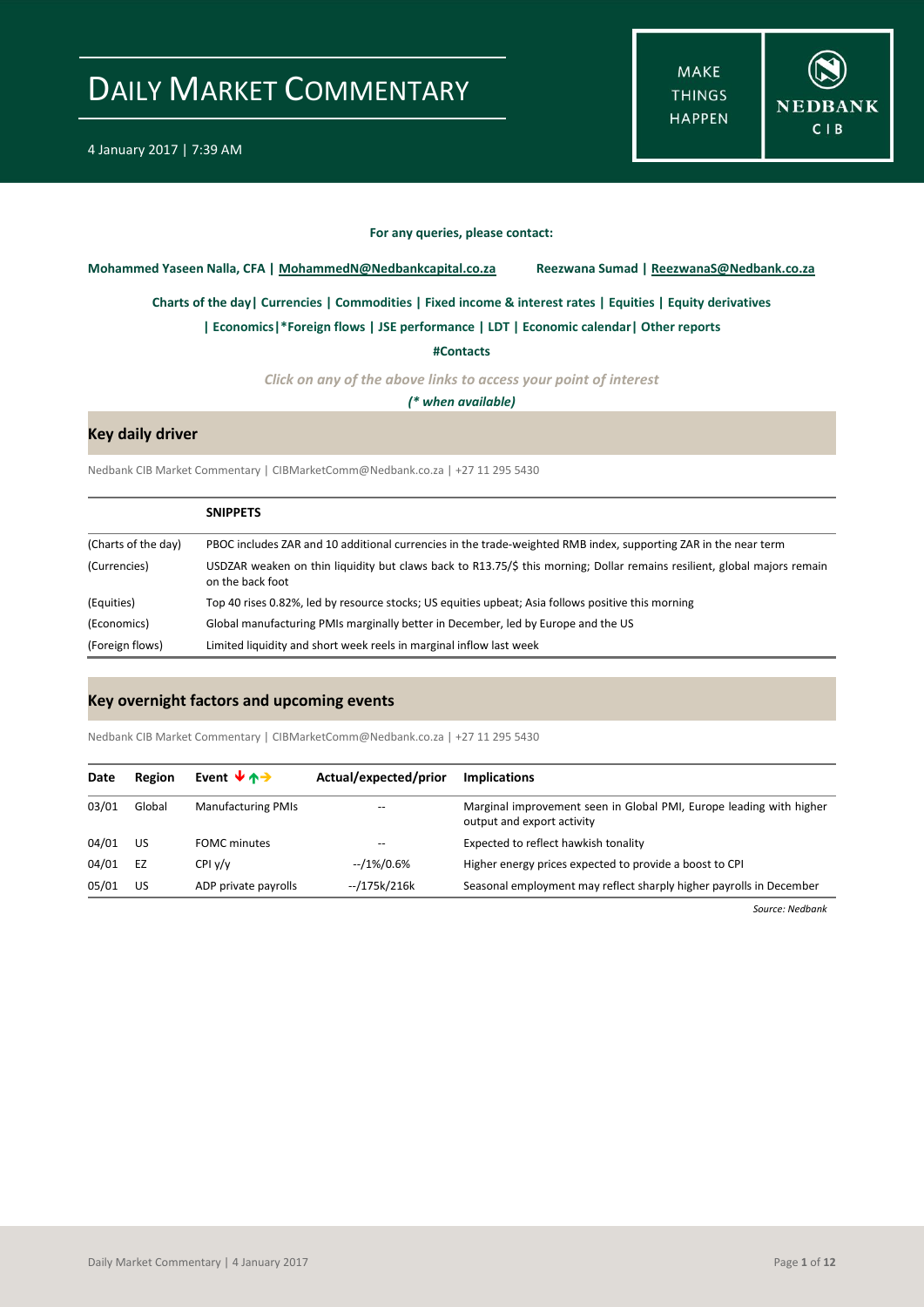# DAILY MARKET COMMENTARY

4 January 2017 | 7:39 AM

MAKE THINGS HAPPEN

NEDBANK CIB

**For any queries, please contact:**

**Mohammed Yaseen Nalla, CFA | MohammedN@Nedbankcapital.co.za** **Reezwana Sumad | ReezwanaS@Nedbank.co.za**

**Charts of the day| Currencies | Commodities | Fixed income & interest rates | Equities | Equity derivatives**

**| Economics|*Foreign flows | JSE performance | LDT | Economic calendar| Other reports**

**#Contacts**

*Click on any of the above links to access your point of interest*

***(* when available)***

## Key daily driver

Nedbank CIB Market Commentary | CIBMarketComm@Nedbank.co.za | +27 11 295 5430

| | **SNIPPETS** |
|---|---|
| (Charts of the day) | PBOC includes ZAR and 10 additional currencies in the trade-weighted RMB index, supporting ZAR in the near term |
| (Currencies) | USDZAR weaken on thin liquidity but claws back to R13.75/$ this morning; Dollar remains resilient, global majors remain on the back foot |
| (Equities) | Top 40 rises 0.82%, led by resource stocks; US equities upbeat; Asia follows positive this morning |
| (Economics) | Global manufacturing PMIs marginally better in December, led by Europe and the US |
| (Foreign flows) | Limited liquidity and short week reels in marginal inflow last week |

## Key overnight factors and upcoming events

Nedbank CIB Market Commentary | CIBMarketComm@Nedbank.co.za | +27 11 295 5430

| Date | Region | Event ↓↑→ | Actual/expected/prior | Implications |
|---|---|---|---|---|
| 03/01 | Global | Manufacturing PMIs | -- | Marginal improvement seen in Global PMI, Europe leading with higher output and export activity |
| 04/01 | US | FOMC minutes | -- | Expected to reflect hawkish tonality |
| 04/01 | EZ | CPI y/y | --/1%/0.6% | Higher energy prices expected to provide a boost to CPI |
| 05/01 | US | ADP private payrolls | --/175k/216k | Seasonal employment may reflect sharply higher payrolls in December |

*Source: Nedbank*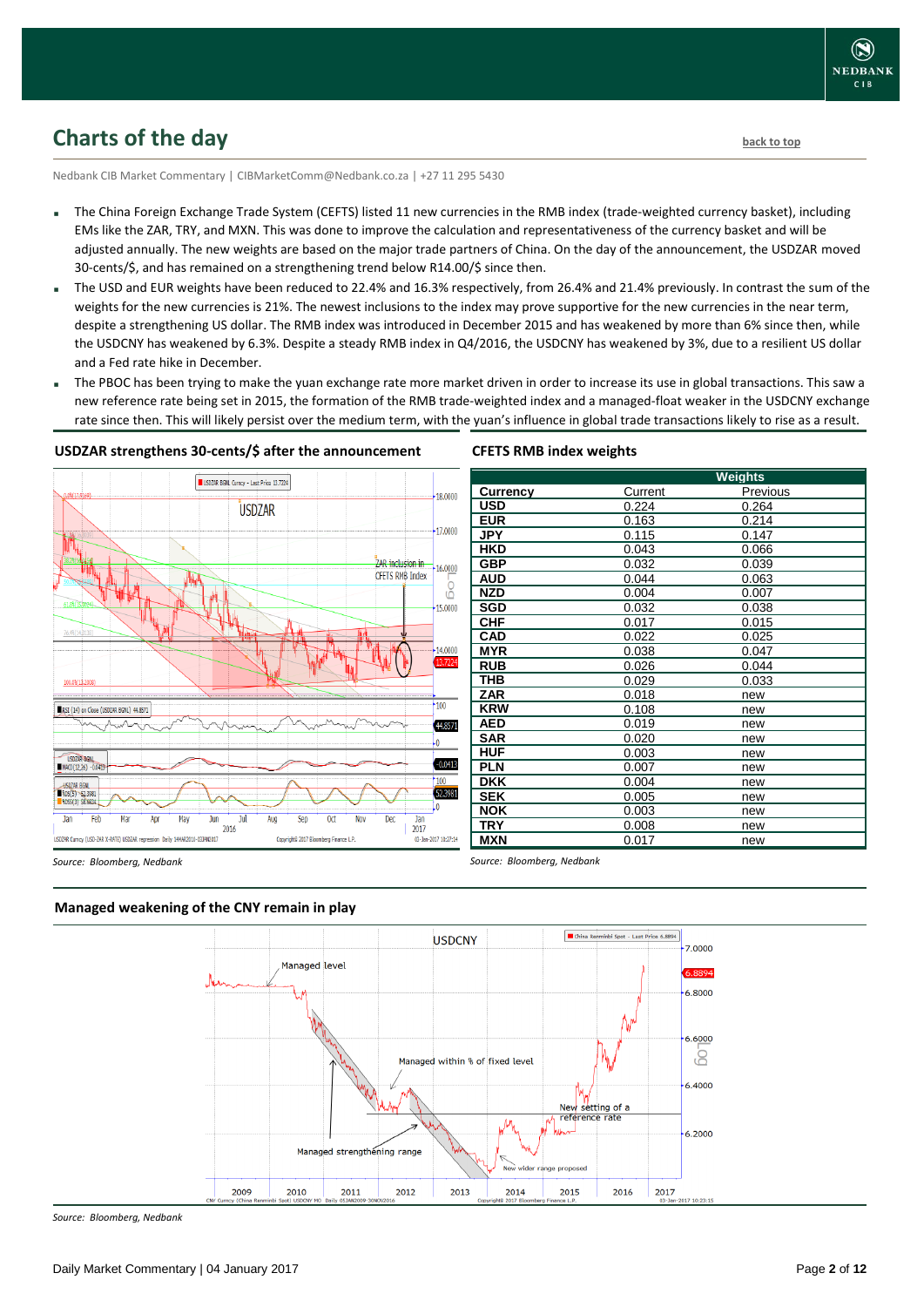## Charts of the day

Nedbank CIB Market Commentary | CIBMarketComm@Nedbank.co.za | +27 11 295 5430

- The China Foreign Exchange Trade System (CEFTS) listed 11 new currencies in the RMB index (trade-weighted currency basket), including EMs like the ZAR, TRY, and MXN. This was done to improve the calculation and representativeness of the currency basket and will be adjusted annually. The new weights are based on the major trade partners of China. On the day of the announcement, the USDZAR moved 30-cents/$, and has remained on a strengthening trend below R14.00/$ since then.
- The USD and EUR weights have been reduced to 22.4% and 16.3% respectively, from 26.4% and 21.4% previously. In contrast the sum of the weights for the new currencies is 21%. The newest inclusions to the index may prove supportive for the new currencies in the near term, despite a strengthening US dollar. The RMB index was introduced in December 2015 and has weakened by more than 6% since then, while the USDCNY has weakened by 6.3%. Despite a steady RMB index in Q4/2016, the USDCNY has weakened by 3%, due to a resilient US dollar and a Fed rate hike in December.
- The PBOC has been trying to make the yuan exchange rate more market driven in order to increase its use in global transactions. This saw a new reference rate being set in 2015, the formation of the RMB trade-weighted index and a managed-float weaker in the USDCNY exchange rate since then. This will likely persist over the medium term, with the yuan's influence in global trade transactions likely to rise as a result.

### USDZAR strengthens 30-cents/$ after the announcement

*Source: Bloomberg, Nedbank*

### CFETS RMB index weights

| | Weights | |
|---|---|---|
| **Currency** | Current | Previous |
| **USD** | 0.224 | 0.264 |
| **EUR** | 0.163 | 0.214 |
| **JPY** | 0.115 | 0.147 |
| **HKD** | 0.043 | 0.066 |
| **GBP** | 0.032 | 0.039 |
| **AUD** | 0.044 | 0.063 |
| **NZD** | 0.004 | 0.007 |
| **SGD** | 0.032 | 0.038 |
| **CHF** | 0.017 | 0.015 |
| **CAD** | 0.022 | 0.025 |
| **MYR** | 0.038 | 0.047 |
| **RUB** | 0.026 | 0.044 |
| **THB** | 0.029 | 0.033 |
| **ZAR** | 0.018 | new |
| **KRW** | 0.108 | new |
| **AED** | 0.019 | new |
| **SAR** | 0.020 | new |
| **HUF** | 0.003 | new |
| **PLN** | 0.007 | new |
| **DKK** | 0.004 | new |
| **SEK** | 0.005 | new |
| **NOK** | 0.003 | new |
| **TRY** | 0.008 | new |
| **MXN** | 0.017 | new |

*Source: Bloomberg, Nedbank*

### Managed weakening of the CNY remain in play

*Source: Bloomberg, Nedbank*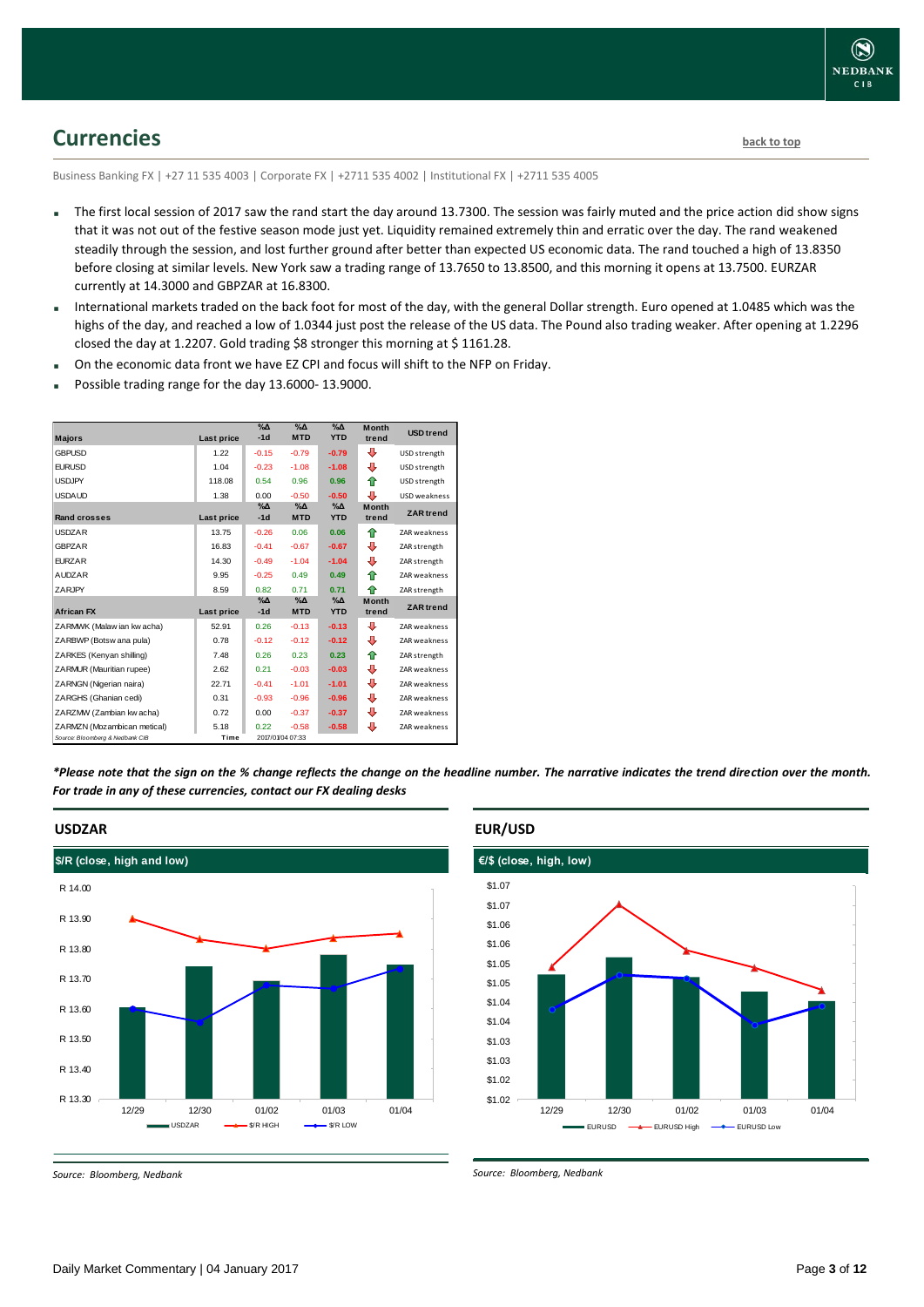## Currencies

back to top

Business Banking FX | +27 11 535 4003 | Corporate FX | +2711 535 4002 | Institutional FX | +2711 535 4005

- The first local session of 2017 saw the rand start the day around 13.7300. The session was fairly muted and the price action did show signs that it was not out of the festive season mode just yet. Liquidity remained extremely thin and erratic over the day. The rand weakened steadily through the session, and lost further ground after better than expected US economic data. The rand touched a high of 13.8350 before closing at similar levels. New York saw a trading range of 13.7650 to 13.8500, and this morning it opens at 13.7500. EURZAR currently at 14.3000 and GBPZAR at 16.8300.
- International markets traded on the back foot for most of the day, with the general Dollar strength. Euro opened at 1.0485 which was the highs of the day, and reached a low of 1.0344 just post the release of the US data. The Pound also trading weaker. After opening at 1.2296 closed the day at 1.2207. Gold trading $8 stronger this morning at $ 1161.28.
- On the economic data front we have EZ CPI and focus will shift to the NFP on Friday.
- Possible trading range for the day 13.6000- 13.9000.

| Majors | Last price | %Δ -1d | %Δ MTD | %Δ YTD | Month trend | USD trend |
|---|---|---|---|---|---|---|
| GBPUSD | 1.22 | -0.15 | -0.79 | -0.79 | ⇩ | USD strength |
| EURUSD | 1.04 | -0.23 | -1.08 | -1.08 | ⇩ | USD strength |
| USDJPY | 118.08 | 0.54 | 0.96 | 0.96 | ⇧ | USD strength |
| USDAUD | 1.38 | 0.00 | -0.50 | -0.50 | ⇩ | USD weakness |
| **Rand crosses** | **Last price** | **%Δ -1d** | **%Δ MTD** | **%Δ YTD** | **Month trend** | **ZAR trend** |
| USDZAR | 13.75 | -0.26 | 0.06 | 0.06 | ⇧ | ZAR weakness |
| GBPZAR | 16.83 | -0.41 | -0.67 | -0.67 | ⇩ | ZAR strength |
| EURZAR | 14.30 | -0.49 | -1.04 | -1.04 | ⇩ | ZAR strength |
| AUDZAR | 9.95 | -0.25 | 0.49 | 0.49 | ⇧ | ZAR weakness |
| ZARJPY | 8.59 | 0.82 | 0.71 | 0.71 | ⇧ | ZAR strength |
| **African FX** | **Last price** | **%Δ -1d** | **%Δ MTD** | **%Δ YTD** | **Month trend** | **ZAR trend** |
| ZARMWK (Malawian kwacha) | 52.91 | 0.26 | -0.13 | -0.13 | ⇩ | ZAR weakness |
| ZARBWP (Botswana pula) | 0.78 | -0.12 | -0.12 | -0.12 | ⇩ | ZAR weakness |
| ZARKES (Kenyan shilling) | 7.48 | 0.26 | 0.23 | 0.23 | ⇧ | ZAR strength |
| ZARMUR (Mauritian rupee) | 2.62 | 0.21 | -0.03 | -0.03 | ⇩ | ZAR weakness |
| ZARNGN (Nigerian naira) | 22.71 | -0.41 | -1.01 | -1.01 | ⇩ | ZAR weakness |
| ZARGHS (Ghanian cedi) | 0.31 | -0.93 | -0.96 | -0.96 | ⇩ | ZAR weakness |
| ZARZMW (Zambian kwacha) | 0.72 | 0.00 | -0.37 | -0.37 | ⇩ | ZAR weakness |
| ZARMZN (Mozambican metical) | 5.18 | 0.22 | -0.58 | -0.58 | ⇩ | ZAR weakness |

Source: Bloomberg & Nedbank CIB | Time 2017/01/04 07:33

*\*Please note that the sign on the % change reflects the change on the headline number. The narrative indicates the trend direction over the month. For trade in any of these currencies, contact our FX dealing desks*

### USDZAR

$/R (close, high and low)

Source: Bloomberg, Nedbank

### EUR/USD

€/$ (close, high, low)

Source: Bloomberg, Nedbank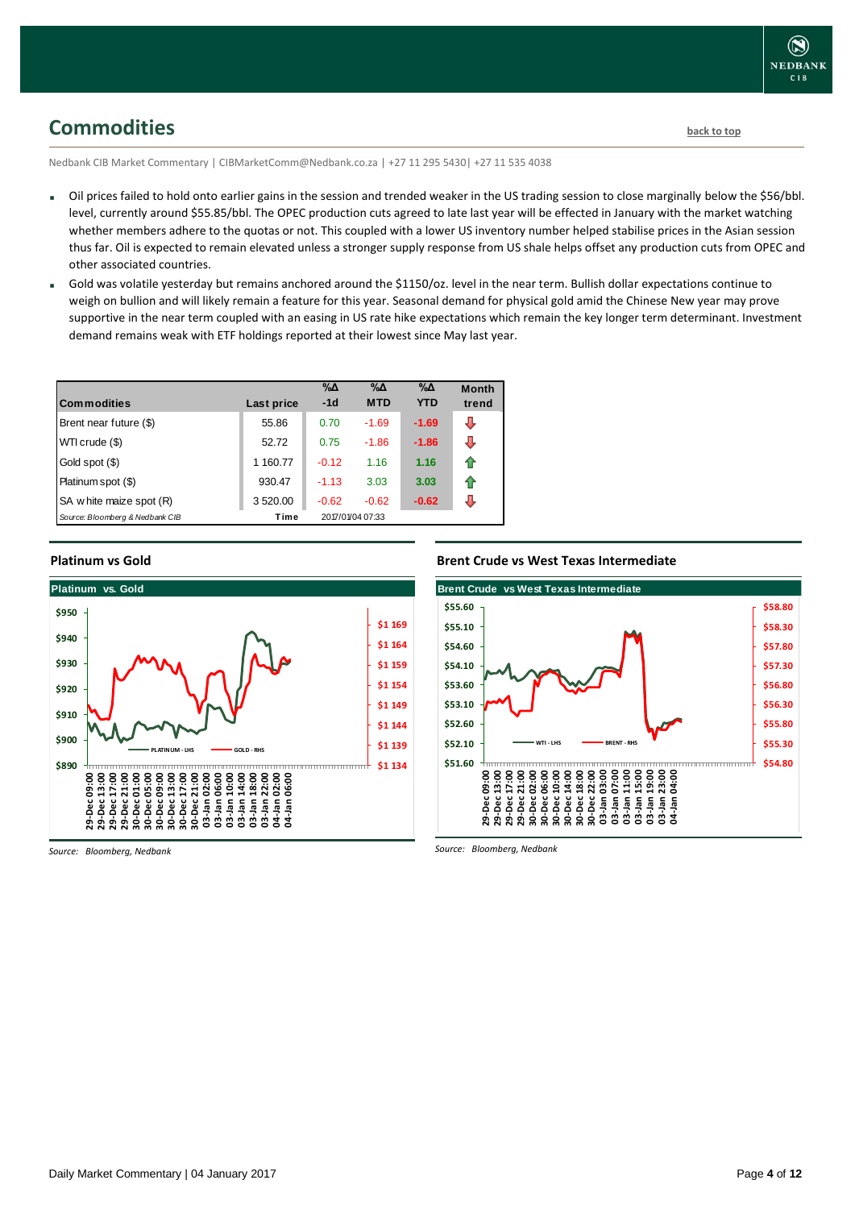# Commodities

back to top

Nedbank CIB Market Commentary | CIBMarketComm@Nedbank.co.za | +27 11 295 5430| +27 11 535 4038

- Oil prices failed to hold onto earlier gains in the session and trended weaker in the US trading session to close marginally below the $56/bbl. level, currently around $55.85/bbl. The OPEC production cuts agreed to late last year will be effected in January with the market watching whether members adhere to the quotas or not. This coupled with a lower US inventory number helped stabilise prices in the Asian session thus far. Oil is expected to remain elevated unless a stronger supply response from US shale helps offset any production cuts from OPEC and other associated countries.
- Gold was volatile yesterday but remains anchored around the $1150/oz. level in the near term. Bullish dollar expectations continue to weigh on bullion and will likely remain a feature for this year. Seasonal demand for physical gold amid the Chinese New year may prove supportive in the near term coupled with an easing in US rate hike expectations which remain the key longer term determinant. Investment demand remains weak with ETF holdings reported at their lowest since May last year.

| Commodities | Last price | %Δ -1d | %Δ MTD | %Δ YTD | Month trend |
|---|---|---|---|---|---|
| Brent near future ($) | 55.86 | 0.70 | -1.69 | -1.69 | ⇩ |
| WTI crude ($) | 52.72 | 0.75 | -1.86 | -1.86 | ⇩ |
| Gold spot ($) | 1 160.77 | -0.12 | 1.16 | 1.16 | ⇧ |
| Platinum spot ($) | 930.47 | -1.13 | 3.03 | 3.03 | ⇧ |
| SA white maize spot (R) | 3 520.00 | -0.62 | -0.62 | -0.62 | ⇩ |
| *Source: Bloomberg & Nedbank CIB* | Time | 2017/01/04 07:33 | | | |

## Platinum vs Gold

Source: Bloomberg, Nedbank

## Brent Crude vs West Texas Intermediate

Source: Bloomberg, Nedbank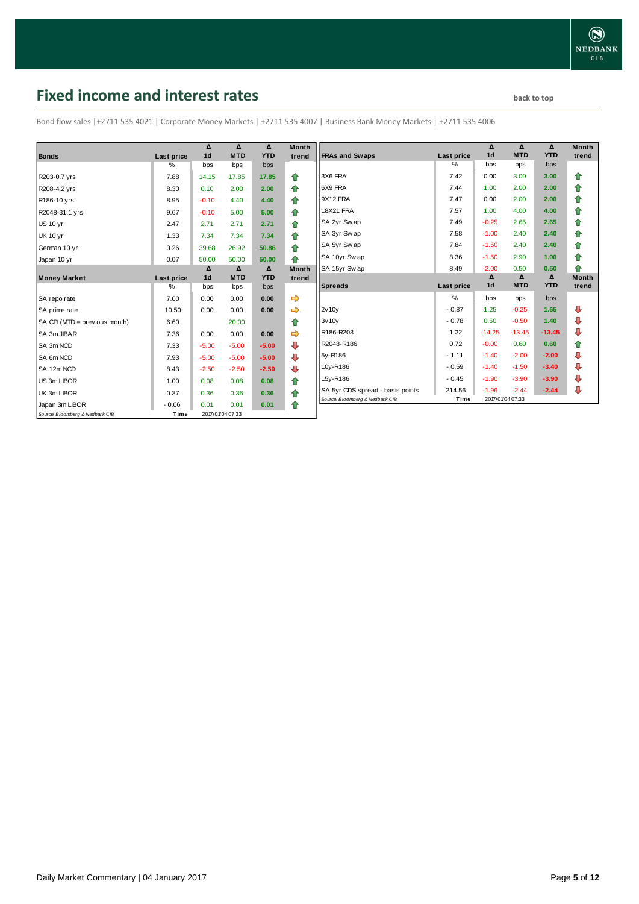## Fixed income and interest rates

back to top

Bond flow sales |+2711 535 4021 | Corporate Money Markets | +2711 535 4007 | Business Bank Money Markets | +2711 535 4006

| Bonds | Last price | Δ 1d | Δ MTD | Δ YTD | Month trend |
|---|---|---|---|---|---|
| | % | bps | bps | bps | |
| R203-0.7 yrs | 7.88 | 14.15 | 17.85 | 17.85 | ⇧ |
| R208-4.2 yrs | 8.30 | 0.10 | 2.00 | 2.00 | ⇧ |
| R186-10 yrs | 8.95 | -0.10 | 4.40 | 4.40 | ⇧ |
| R2048-31.1 yrs | 9.67 | -0.10 | 5.00 | 5.00 | ⇧ |
| US 10 yr | 2.47 | 2.71 | 2.71 | 2.71 | ⇧ |
| UK 10 yr | 1.33 | 7.34 | 7.34 | 7.34 | ⇧ |
| German 10 yr | 0.26 | 39.68 | 26.92 | 50.86 | ⇧ |
| Japan 10 yr | 0.07 | 50.00 | 50.00 | 50.00 | ⇧ |

| Money Market | Last price | Δ 1d | Δ MTD | Δ YTD | Month trend |
|---|---|---|---|---|---|
| | % | bps | bps | bps | |
| SA repo rate | 7.00 | 0.00 | 0.00 | 0.00 | ⇨ |
| SA prime rate | 10.50 | 0.00 | 0.00 | 0.00 | ⇨ |
| SA CPI (MTD = previous month) | 6.60 | | 20.00 | | ⇧ |
| SA 3m JIBAR | 7.36 | 0.00 | 0.00 | 0.00 | ⇨ |
| SA 3m NCD | 7.33 | -5.00 | -5.00 | -5.00 | ⇩ |
| SA 6m NCD | 7.93 | -5.00 | -5.00 | -5.00 | ⇩ |
| SA 12m NCD | 8.43 | -2.50 | -2.50 | -2.50 | ⇩ |
| US 3m LIBOR | 1.00 | 0.08 | 0.08 | 0.08 | ⇧ |
| UK 3m LIBOR | 0.37 | 0.36 | 0.36 | 0.36 | ⇧ |
| Japan 3m LIBOR | -0.06 | 0.01 | 0.01 | 0.01 | ⇧ |
| *Source: Bloomberg & Nedbank CIB* | Time | 2017/01/04 07:33 | | | |

| FRAs and Swaps | Last price | Δ 1d | Δ MTD | Δ YTD | Month trend |
|---|---|---|---|---|---|
| | % | bps | bps | bps | |
| 3X6 FRA | 7.42 | 0.00 | 3.00 | 3.00 | ⇧ |
| 6X9 FRA | 7.44 | 1.00 | 2.00 | 2.00 | ⇧ |
| 9X12 FRA | 7.47 | 0.00 | 2.00 | 2.00 | ⇧ |
| 18X21 FRA | 7.57 | 1.00 | 4.00 | 4.00 | ⇧ |
| SA 2yr Swap | 7.49 | -0.25 | 2.65 | 2.65 | ⇧ |
| SA 3yr Swap | 7.58 | -1.00 | 2.40 | 2.40 | ⇧ |
| SA 5yr Swap | 7.84 | -1.50 | 2.40 | 2.40 | ⇧ |
| SA 10yr Swap | 8.36 | -1.50 | 2.90 | 1.00 | ⇧ |
| SA 15yr Swap | 8.49 | -2.00 | 0.50 | 0.50 | ⇧ |

| Spreads | Last price | Δ 1d | Δ MTD | Δ YTD | Month trend |
|---|---|---|---|---|---|
| | % | bps | bps | bps | |
| 2v10y | -0.87 | 1.25 | -0.25 | 1.65 | ⇩ |
| 3v10y | -0.78 | 0.50 | -0.50 | 1.40 | ⇩ |
| R186-R203 | 1.22 | -14.25 | -13.45 | -13.45 | ⇩ |
| R2048-R186 | 0.72 | -0.00 | 0.60 | 0.60 | ⇧ |
| 5y-R186 | -1.11 | -1.40 | -2.00 | -2.00 | ⇩ |
| 10y-R186 | -0.59 | -1.40 | -1.50 | -3.40 | ⇩ |
| 15y-R186 | -0.45 | -1.90 | -3.90 | -3.90 | ⇩ |
| SA 5yr CDS spread - basis points | 214.56 | -1.96 | -2.44 | -2.44 | ⇩ |
| *Source: Bloomberg & Nedbank CIB* | Time | 2017/01/04 07:33 | | | |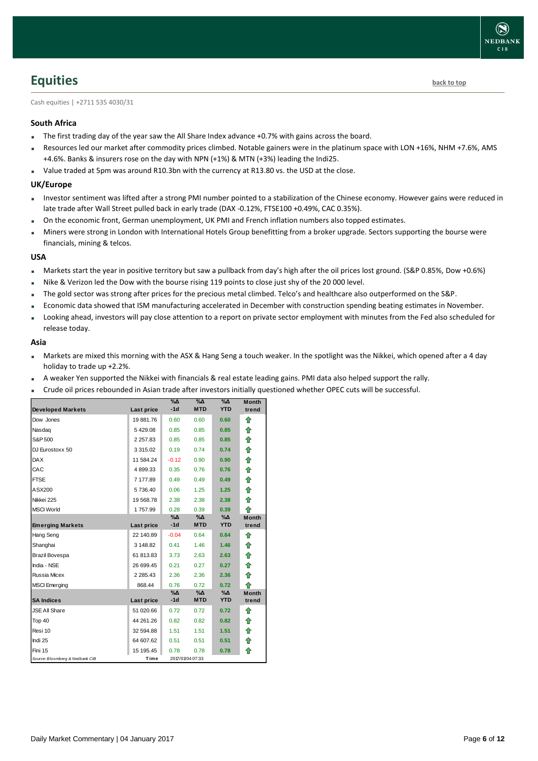## Equities

back to top

Cash equities | +2711 535 4030/31

### South Africa

- The first trading day of the year saw the All Share Index advance +0.7% with gains across the board.
- Resources led our market after commodity prices climbed. Notable gainers were in the platinum space with LON +16%, NHM +7.6%, AMS +4.6%. Banks & insurers rose on the day with NPN (+1%) & MTN (+3%) leading the Indi25.
- Value traded at 5pm was around R10.3bn with the currency at R13.80 vs. the USD at the close.

### UK/Europe

- Investor sentiment was lifted after a strong PMI number pointed to a stabilization of the Chinese economy. However gains were reduced in late trade after Wall Street pulled back in early trade (DAX -0.12%, FTSE100 +0.49%, CAC 0.35%).
- On the economic front, German unemployment, UK PMI and French inflation numbers also topped estimates.
- Miners were strong in London with International Hotels Group benefitting from a broker upgrade. Sectors supporting the bourse were financials, mining & telcos.

### USA

- Markets start the year in positive territory but saw a pullback from day's high after the oil prices lost ground. (S&P 0.85%, Dow +0.6%)
- Nike & Verizon led the Dow with the bourse rising 119 points to close just shy of the 20 000 level.
- The gold sector was strong after prices for the precious metal climbed. Telco's and healthcare also outperformed on the S&P.
- Economic data showed that ISM manufacturing accelerated in December with construction spending beating estimates in November.
- Looking ahead, investors will pay close attention to a report on private sector employment with minutes from the Fed also scheduled for release today.

### Asia

- Markets are mixed this morning with the ASX & Hang Seng a touch weaker. In the spotlight was the Nikkei, which opened after a 4 day holiday to trade up +2.2%.
- A weaker Yen supported the Nikkei with financials & real estate leading gains. PMI data also helped support the rally.
- Crude oil prices rebounded in Asian trade after investors initially questioned whether OPEC cuts will be successful.

| Developed Markets | Last price | %Δ -1d | %Δ MTD | %Δ YTD | Month trend |
|---|---|---|---|---|---|
| Dow Jones | 19 881.76 | 0.60 | 0.60 | 0.60 | ⇧ |
| Nasdaq | 5 429.08 | 0.85 | 0.85 | 0.85 | ⇧ |
| S&P 500 | 2 257.83 | 0.85 | 0.85 | 0.85 | ⇧ |
| DJ Eurostoxx 50 | 3 315.02 | 0.19 | 0.74 | 0.74 | ⇧ |
| DAX | 11 584.24 | -0.12 | 0.90 | 0.90 | ⇧ |
| CAC | 4 899.33 | 0.35 | 0.76 | 0.76 | ⇧ |
| FTSE | 7 177.89 | 0.49 | 0.49 | 0.49 | ⇧ |
| ASX200 | 5 736.40 | 0.06 | 1.25 | 1.25 | ⇧ |
| Nikkei 225 | 19 568.78 | 2.38 | 2.38 | 2.38 | ⇧ |
| MSCI World | 1 757.99 | 0.28 | 0.39 | 0.39 | ⇧ |
| **Emerging Markets** | **Last price** | **%Δ -1d** | **%Δ MTD** | **%Δ YTD** | **Month trend** |
| Hang Seng | 22 140.89 | -0.04 | 0.64 | 0.64 | ⇧ |
| Shanghai | 3 148.82 | 0.41 | 1.46 | 1.46 | ⇧ |
| Brazil Bovespa | 61 813.83 | 3.73 | 2.63 | 2.63 | ⇧ |
| India - NSE | 26 699.45 | 0.21 | 0.27 | 0.27 | ⇧ |
| Russia Micex | 2 285.43 | 2.36 | 2.36 | 2.36 | ⇧ |
| MSCI Emerging | 868.44 | 0.76 | 0.72 | 0.72 | ⇧ |
| **SA Indices** | **Last price** | **%Δ -1d** | **%Δ MTD** | **%Δ YTD** | **Month trend** |
| JSE All Share | 51 020.66 | 0.72 | 0.72 | 0.72 | ⇧ |
| Top 40 | 44 261.26 | 0.82 | 0.82 | 0.82 | ⇧ |
| Resi 10 | 32 594.88 | 1.51 | 1.51 | 1.51 | ⇧ |
| Indi 25 | 64 607.62 | 0.51 | 0.51 | 0.51 | ⇧ |
| Fini 15 | 15 195.45 | 0.78 | 0.78 | 0.78 | ⇧ |

Source: Bloomberg & Nedbank CIB | Time 2017/01/04 07:33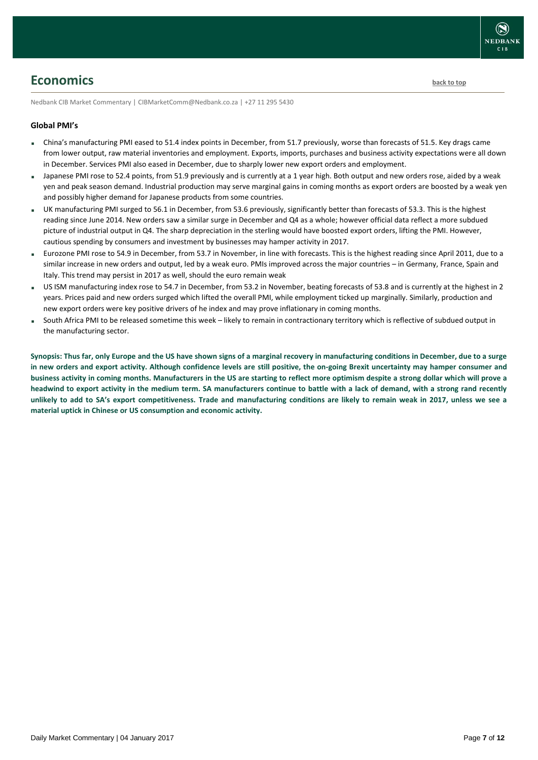## Economics

back to top

Nedbank CIB Market Commentary | CIBMarketComm@Nedbank.co.za | +27 11 295 5430

### Global PMI's

- China's manufacturing PMI eased to 51.4 index points in December, from 51.7 previously, worse than forecasts of 51.5. Key drags came from lower output, raw material inventories and employment. Exports, imports, purchases and business activity expectations were all down in December. Services PMI also eased in December, due to sharply lower new export orders and employment.
- Japanese PMI rose to 52.4 points, from 51.9 previously and is currently at a 1 year high. Both output and new orders rose, aided by a weak yen and peak season demand. Industrial production may serve marginal gains in coming months as export orders are boosted by a weak yen and possibly higher demand for Japanese products from some countries.
- UK manufacturing PMI surged to 56.1 in December, from 53.6 previously, significantly better than forecasts of 53.3. This is the highest reading since June 2014. New orders saw a similar surge in December and Q4 as a whole; however official data reflect a more subdued picture of industrial output in Q4. The sharp depreciation in the sterling would have boosted export orders, lifting the PMI. However, cautious spending by consumers and investment by businesses may hamper activity in 2017.
- Eurozone PMI rose to 54.9 in December, from 53.7 in November, in line with forecasts. This is the highest reading since April 2011, due to a similar increase in new orders and output, led by a weak euro. PMIs improved across the major countries – in Germany, France, Spain and Italy. This trend may persist in 2017 as well, should the euro remain weak
- US ISM manufacturing index rose to 54.7 in December, from 53.2 in November, beating forecasts of 53.8 and is currently at the highest in 2 years. Prices paid and new orders surged which lifted the overall PMI, while employment ticked up marginally. Similarly, production and new export orders were key positive drivers of he index and may prove inflationary in coming months.
- South Africa PMI to be released sometime this week – likely to remain in contractionary territory which is reflective of subdued output in the manufacturing sector.

**Synopsis: Thus far, only Europe and the US have shown signs of a marginal recovery in manufacturing conditions in December, due to a surge in new orders and export activity. Although confidence levels are still positive, the on-going Brexit uncertainty may hamper consumer and business activity in coming months. Manufacturers in the US are starting to reflect more optimism despite a strong dollar which will prove a headwind to export activity in the medium term. SA manufacturers continue to battle with a lack of demand, with a strong rand recently unlikely to add to SA's export competitiveness. Trade and manufacturing conditions are likely to remain weak in 2017, unless we see a material uptick in Chinese or US consumption and economic activity.**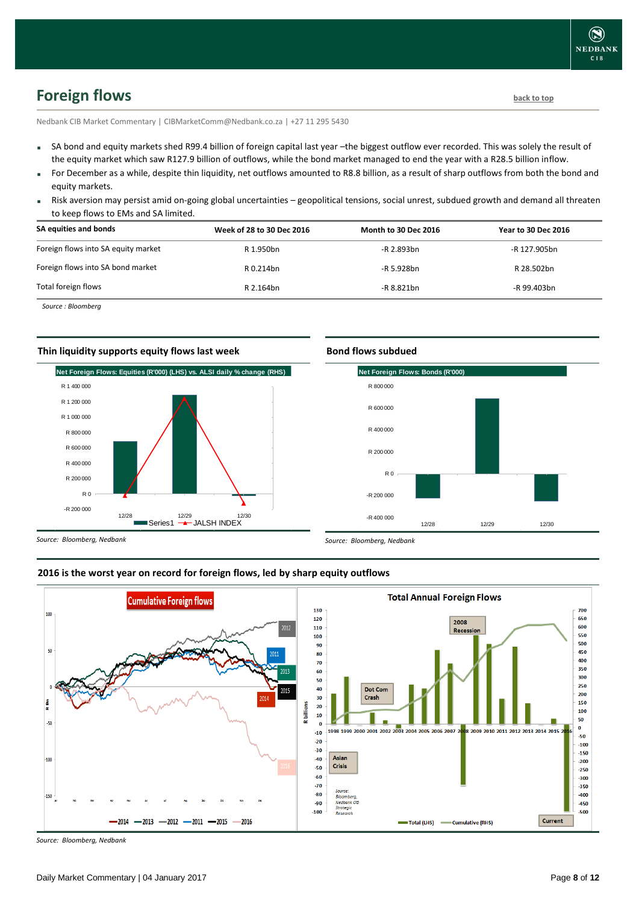## Foreign flows

back to top

Nedbank CIB Market Commentary | CIBMarketComm@Nedbank.co.za | +27 11 295 5430

- SA bond and equity markets shed R99.4 billion of foreign capital last year –the biggest outflow ever recorded. This was solely the result of the equity market which saw R127.9 billion of outflows, while the bond market managed to end the year with a R28.5 billion inflow.
- For December as a while, despite thin liquidity, net outflows amounted to R8.8 billion, as a result of sharp outflows from both the bond and equity markets.
- Risk aversion may persist amid on-going global uncertainties – geopolitical tensions, social unrest, subdued growth and demand all threaten to keep flows to EMs and SA limited.

| SA equities and bonds | Week of 28 to 30 Dec 2016 | Month to 30 Dec 2016 | Year to 30 Dec 2016 |
|---|---|---|---|
| Foreign flows into SA equity market | R 1.950bn | -R 2.893bn | -R 127.905bn |
| Foreign flows into SA bond market | R 0.214bn | -R 5.928bn | R 28.502bn |
| Total foreign flows | R 2.164bn | -R 8.821bn | -R 99.403bn |

*Source : Bloomberg*

### Thin liquidity supports equity flows last week

*Source: Bloomberg, Nedbank*

### Bond flows subdued

*Source: Bloomberg, Nedbank*

### 2016 is the worst year on record for foreign flows, led by sharp equity outflows

*Source: Bloomberg, Nedbank*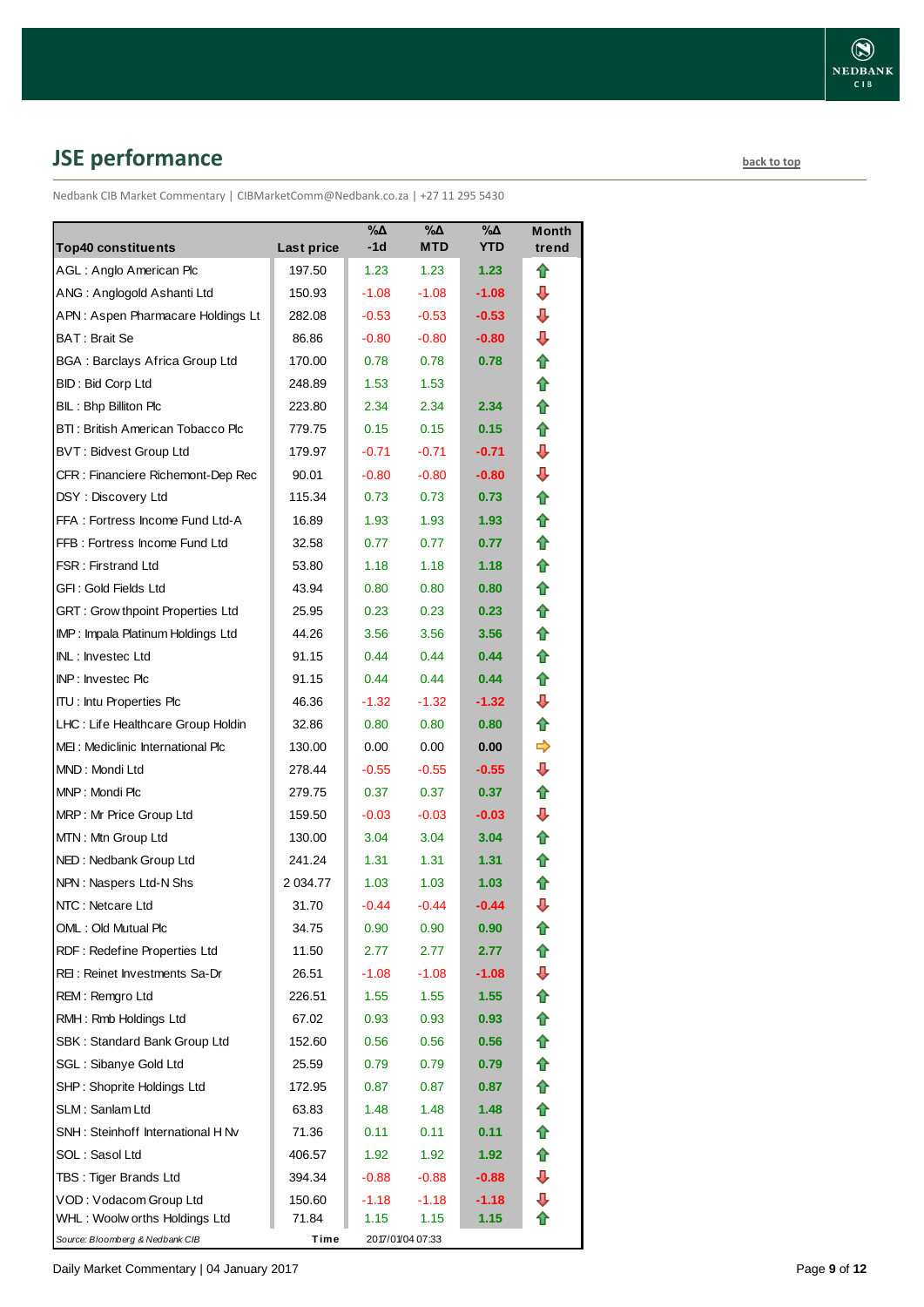## JSE performance

back to top

Nedbank CIB Market Commentary | CIBMarketComm@Nedbank.co.za | +27 11 295 5430

| Top40 constituents | Last price | %Δ -1d | %Δ MTD | %Δ YTD | Month trend |
|---|---|---|---|---|---|
| AGL : Anglo American Plc | 197.50 | 1.23 | 1.23 | 1.23 | ⇧ |
| ANG : Anglogold Ashanti Ltd | 150.93 | -1.08 | -1.08 | -1.08 | ⇩ |
| APN : Aspen Pharmacare Holdings Lt | 282.08 | -0.53 | -0.53 | -0.53 | ⇩ |
| BAT : Brait Se | 86.86 | -0.80 | -0.80 | -0.80 | ⇩ |
| BGA : Barclays Africa Group Ltd | 170.00 | 0.78 | 0.78 | 0.78 | ⇧ |
| BID : Bid Corp Ltd | 248.89 | 1.53 | 1.53 | | ⇧ |
| BIL : Bhp Billiton Plc | 223.80 | 2.34 | 2.34 | 2.34 | ⇧ |
| BTI : British American Tobacco Plc | 779.75 | 0.15 | 0.15 | 0.15 | ⇧ |
| BVT : Bidvest Group Ltd | 179.97 | -0.71 | -0.71 | -0.71 | ⇩ |
| CFR : Financiere Richemont-Dep Rec | 90.01 | -0.80 | -0.80 | -0.80 | ⇩ |
| DSY : Discovery Ltd | 115.34 | 0.73 | 0.73 | 0.73 | ⇧ |
| FFA : Fortress Income Fund Ltd-A | 16.89 | 1.93 | 1.93 | 1.93 | ⇧ |
| FFB : Fortress Income Fund Ltd | 32.58 | 0.77 | 0.77 | 0.77 | ⇧ |
| FSR : Firstrand Ltd | 53.80 | 1.18 | 1.18 | 1.18 | ⇧ |
| GFI : Gold Fields Ltd | 43.94 | 0.80 | 0.80 | 0.80 | ⇧ |
| GRT : Growthpoint Properties Ltd | 25.95 | 0.23 | 0.23 | 0.23 | ⇧ |
| IMP : Impala Platinum Holdings Ltd | 44.26 | 3.56 | 3.56 | 3.56 | ⇧ |
| INL : Investec Ltd | 91.15 | 0.44 | 0.44 | 0.44 | ⇧ |
| INP : Investec Plc | 91.15 | 0.44 | 0.44 | 0.44 | ⇧ |
| ITU : Intu Properties Plc | 46.36 | -1.32 | -1.32 | -1.32 | ⇩ |
| LHC : Life Healthcare Group Holdin | 32.86 | 0.80 | 0.80 | 0.80 | ⇧ |
| MEI : Mediclinic International Plc | 130.00 | 0.00 | 0.00 | 0.00 | ⇨ |
| MND : Mondi Ltd | 278.44 | -0.55 | -0.55 | -0.55 | ⇩ |
| MNP : Mondi Plc | 279.75 | 0.37 | 0.37 | 0.37 | ⇧ |
| MRP : Mr Price Group Ltd | 159.50 | -0.03 | -0.03 | -0.03 | ⇩ |
| MTN : Mtn Group Ltd | 130.00 | 3.04 | 3.04 | 3.04 | ⇧ |
| NED : Nedbank Group Ltd | 241.24 | 1.31 | 1.31 | 1.31 | ⇧ |
| NPN : Naspers Ltd-N Shs | 2 034.77 | 1.03 | 1.03 | 1.03 | ⇧ |
| NTC : Netcare Ltd | 31.70 | -0.44 | -0.44 | -0.44 | ⇩ |
| OML : Old Mutual Plc | 34.75 | 0.90 | 0.90 | 0.90 | ⇧ |
| RDF : Redefine Properties Ltd | 11.50 | 2.77 | 2.77 | 2.77 | ⇧ |
| REI : Reinet Investments Sa-Dr | 26.51 | -1.08 | -1.08 | -1.08 | ⇩ |
| REM : Remgro Ltd | 226.51 | 1.55 | 1.55 | 1.55 | ⇧ |
| RMH : Rmb Holdings Ltd | 67.02 | 0.93 | 0.93 | 0.93 | ⇧ |
| SBK : Standard Bank Group Ltd | 152.60 | 0.56 | 0.56 | 0.56 | ⇧ |
| SGL : Sibanye Gold Ltd | 25.59 | 0.79 | 0.79 | 0.79 | ⇧ |
| SHP : Shoprite Holdings Ltd | 172.95 | 0.87 | 0.87 | 0.87 | ⇧ |
| SLM : Sanlam Ltd | 63.83 | 1.48 | 1.48 | 1.48 | ⇧ |
| SNH : Steinhoff International H Nv | 71.36 | 0.11 | 0.11 | 0.11 | ⇧ |
| SOL : Sasol Ltd | 406.57 | 1.92 | 1.92 | 1.92 | ⇧ |
| TBS : Tiger Brands Ltd | 394.34 | -0.88 | -0.88 | -0.88 | ⇩ |
| VOD : Vodacom Group Ltd | 150.60 | -1.18 | -1.18 | -1.18 | ⇩ |
| WHL : Woolworths Holdings Ltd | 71.84 | 1.15 | 1.15 | 1.15 | ⇧ |

*Source: Bloomberg & Nedbank CIB* Time 2017/01/04 07:33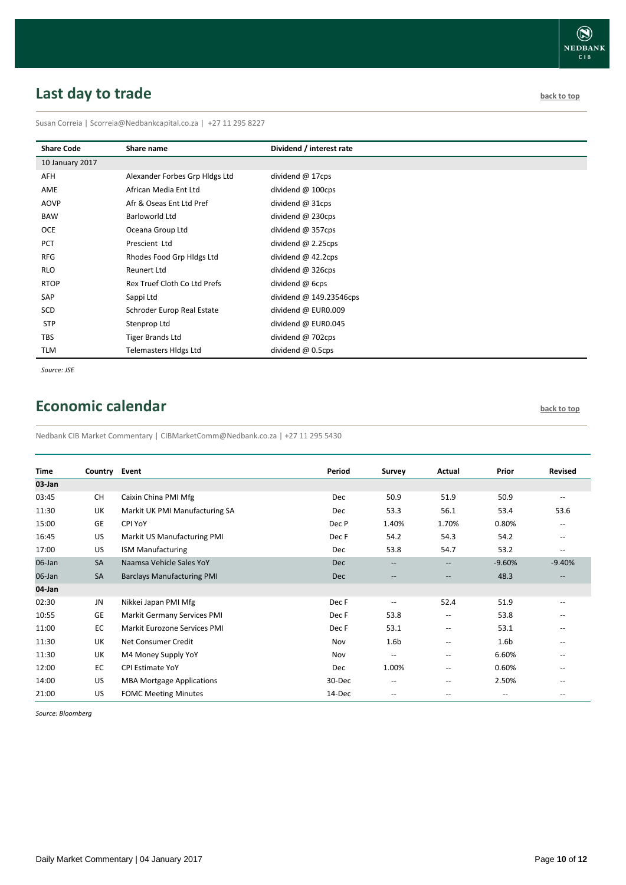## Last day to trade

back to top

Susan Correia | Scorreia@Nedbankcapital.co.za | +27 11 295 8227

| Share Code | Share name | Dividend / interest rate |
|---|---|---|
| 10 January 2017 | | |
| AFH | Alexander Forbes Grp Hldgs Ltd | dividend @ 17cps |
| AME | African Media Ent Ltd | dividend @ 100cps |
| AOVP | Afr & Oseas Ent Ltd Pref | dividend @ 31cps |
| BAW | Barloworld Ltd | dividend @ 230cps |
| OCE | Oceana Group Ltd | dividend @ 357cps |
| PCT | Prescient Ltd | dividend @ 2.25cps |
| RFG | Rhodes Food Grp Hldgs Ltd | dividend @ 42.2cps |
| RLO | Reunert Ltd | dividend @ 326cps |
| RTOP | Rex Truef Cloth Co Ltd Prefs | dividend @ 6cps |
| SAP | Sappi Ltd | dividend @ 149.23546cps |
| SCD | Schroder Europ Real Estate | dividend @ EUR0.009 |
| STP | Stenprop Ltd | dividend @ EUR0.045 |
| TBS | Tiger Brands Ltd | dividend @ 702cps |
| TLM | Telemasters Hldgs Ltd | dividend @ 0.5cps |

*Source: JSE*

## Economic calendar

back to top

Nedbank CIB Market Commentary | CIBMarketComm@Nedbank.co.za | +27 11 295 5430

| Time | Country | Event | Period | Survey | Actual | Prior | Revised |
|---|---|---|---|---|---|---|---|
| **03-Jan** | | | | | | | |
| 03:45 | CH | Caixin China PMI Mfg | Dec | 50.9 | 51.9 | 50.9 | -- |
| 11:30 | UK | Markit UK PMI Manufacturing SA | Dec | 53.3 | 56.1 | 53.4 | 53.6 |
| 15:00 | GE | CPI YoY | Dec P | 1.40% | 1.70% | 0.80% | -- |
| 16:45 | US | Markit US Manufacturing PMI | Dec F | 54.2 | 54.3 | 54.2 | -- |
| 17:00 | US | ISM Manufacturing | Dec | 53.8 | 54.7 | 53.2 | -- |
| 06-Jan | SA | Naamsa Vehicle Sales YoY | Dec | -- | -- | -9.60% | -9.40% |
| 06-Jan | SA | Barclays Manufacturing PMI | Dec | -- | -- | 48.3 | -- |
| **04-Jan** | | | | | | | |
| 02:30 | JN | Nikkei Japan PMI Mfg | Dec F | -- | 52.4 | 51.9 | -- |
| 10:55 | GE | Markit Germany Services PMI | Dec F | 53.8 | -- | 53.8 | -- |
| 11:00 | EC | Markit Eurozone Services PMI | Dec F | 53.1 | -- | 53.1 | -- |
| 11:30 | UK | Net Consumer Credit | Nov | 1.6b | -- | 1.6b | -- |
| 11:30 | UK | M4 Money Supply YoY | Nov | -- | -- | 6.60% | -- |
| 12:00 | EC | CPI Estimate YoY | Dec | 1.00% | -- | 0.60% | -- |
| 14:00 | US | MBA Mortgage Applications | 30-Dec | -- | -- | 2.50% | -- |
| 21:00 | US | FOMC Meeting Minutes | 14-Dec | -- | -- | -- | -- |

*Source: Bloomberg*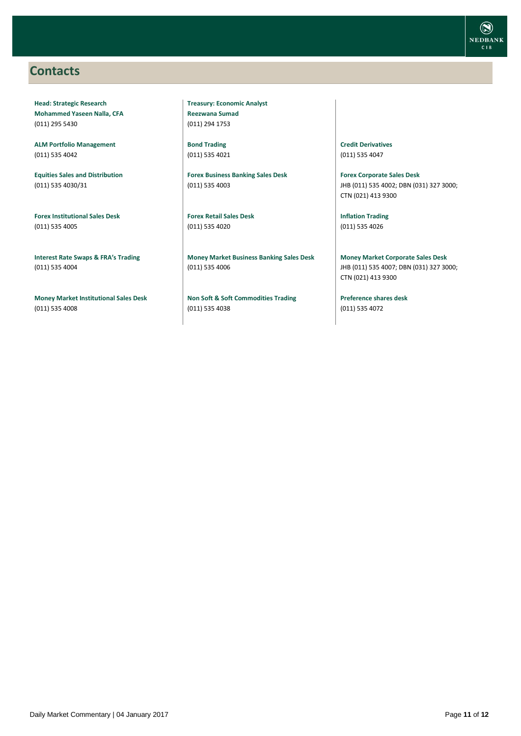## Contacts

**Head: Strategic Research**
**Mohammed Yaseen Nalla, CFA**
(011) 295 5430

**ALM Portfolio Management**
(011) 535 4042

**Equities Sales and Distribution**
(011) 535 4030/31

**Forex Institutional Sales Desk**
(011) 535 4005

**Interest Rate Swaps & FRA's Trading**
(011) 535 4004

**Money Market Institutional Sales Desk**
(011) 535 4008

**Treasury: Economic Analyst**
**Reezwana Sumad**
(011) 294 1753

**Bond Trading**
(011) 535 4021

**Forex Business Banking Sales Desk**
(011) 535 4003

**Forex Retail Sales Desk**
(011) 535 4020

**Money Market Business Banking Sales Desk**
(011) 535 4006

**Non Soft & Soft Commodities Trading**
(011) 535 4038

**Credit Derivatives**
(011) 535 4047

**Forex Corporate Sales Desk**
JHB (011) 535 4002; DBN (031) 327 3000; CTN (021) 413 9300

**Inflation Trading**
(011) 535 4026

**Money Market Corporate Sales Desk**
JHB (011) 535 4007; DBN (031) 327 3000; CTN (021) 413 9300

**Preference shares desk**
(011) 535 4072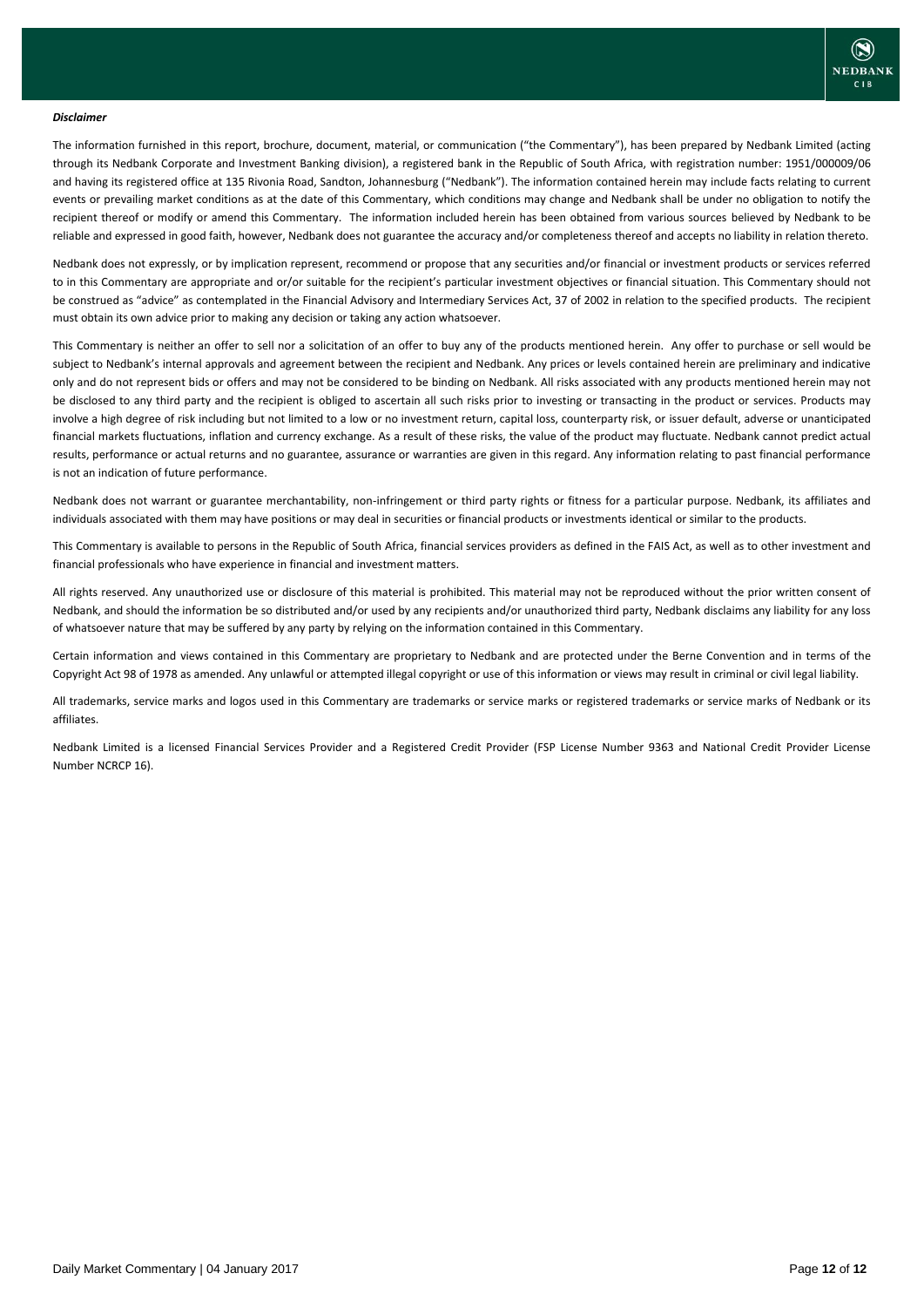***Disclaimer***

The information furnished in this report, brochure, document, material, or communication ("the Commentary"), has been prepared by Nedbank Limited (acting through its Nedbank Corporate and Investment Banking division), a registered bank in the Republic of South Africa, with registration number: 1951/000009/06 and having its registered office at 135 Rivonia Road, Sandton, Johannesburg ("Nedbank"). The information contained herein may include facts relating to current events or prevailing market conditions as at the date of this Commentary, which conditions may change and Nedbank shall be under no obligation to notify the recipient thereof or modify or amend this Commentary. The information included herein has been obtained from various sources believed by Nedbank to be reliable and expressed in good faith, however, Nedbank does not guarantee the accuracy and/or completeness thereof and accepts no liability in relation thereto.

Nedbank does not expressly, or by implication represent, recommend or propose that any securities and/or financial or investment products or services referred to in this Commentary are appropriate and or/or suitable for the recipient's particular investment objectives or financial situation. This Commentary should not be construed as "advice" as contemplated in the Financial Advisory and Intermediary Services Act, 37 of 2002 in relation to the specified products. The recipient must obtain its own advice prior to making any decision or taking any action whatsoever.

This Commentary is neither an offer to sell nor a solicitation of an offer to buy any of the products mentioned herein. Any offer to purchase or sell would be subject to Nedbank's internal approvals and agreement between the recipient and Nedbank. Any prices or levels contained herein are preliminary and indicative only and do not represent bids or offers and may not be considered to be binding on Nedbank. All risks associated with any products mentioned herein may not be disclosed to any third party and the recipient is obliged to ascertain all such risks prior to investing or transacting in the product or services. Products may involve a high degree of risk including but not limited to a low or no investment return, capital loss, counterparty risk, or issuer default, adverse or unanticipated financial markets fluctuations, inflation and currency exchange. As a result of these risks, the value of the product may fluctuate. Nedbank cannot predict actual results, performance or actual returns and no guarantee, assurance or warranties are given in this regard. Any information relating to past financial performance is not an indication of future performance.

Nedbank does not warrant or guarantee merchantability, non-infringement or third party rights or fitness for a particular purpose. Nedbank, its affiliates and individuals associated with them may have positions or may deal in securities or financial products or investments identical or similar to the products.

This Commentary is available to persons in the Republic of South Africa, financial services providers as defined in the FAIS Act, as well as to other investment and financial professionals who have experience in financial and investment matters.

All rights reserved. Any unauthorized use or disclosure of this material is prohibited. This material may not be reproduced without the prior written consent of Nedbank, and should the information be so distributed and/or used by any recipients and/or unauthorized third party, Nedbank disclaims any liability for any loss of whatsoever nature that may be suffered by any party by relying on the information contained in this Commentary.

Certain information and views contained in this Commentary are proprietary to Nedbank and are protected under the Berne Convention and in terms of the Copyright Act 98 of 1978 as amended. Any unlawful or attempted illegal copyright or use of this information or views may result in criminal or civil legal liability.

All trademarks, service marks and logos used in this Commentary are trademarks or service marks or registered trademarks or service marks of Nedbank or its affiliates.

Nedbank Limited is a licensed Financial Services Provider and a Registered Credit Provider (FSP License Number 9363 and National Credit Provider License Number NCRCP 16).